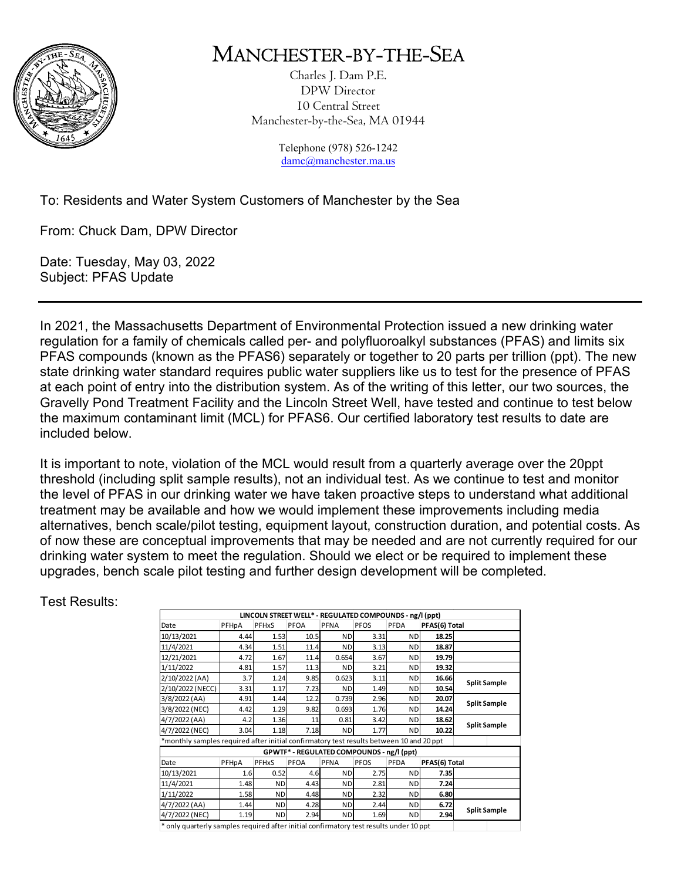// Manchester-by-the-Sea letterhead (PFAS Update, DPW, May 3, 2022) with two PFAS result tables
# MANCHESTER-BY-THE-SEA

Charles J. Dam P.E.
DPW Director
10 Central Street
Manchester-by-the-Sea, MA 01944

Telephone (978) 526-1242
damc@manchester.ma.us

To: Residents and Water System Customers of Manchester by the Sea

From: Chuck Dam, DPW Director

Date: Tuesday, May 03, 2022
Subject: PFAS Update

---

In 2021, the Massachusetts Department of Environmental Protection issued a new drinking water regulation for a family of chemicals called per- and polyfluoroalkyl substances (PFAS) and limits six PFAS compounds (known as the PFAS6) separately or together to 20 parts per trillion (ppt). The new state drinking water standard requires public water suppliers like us to test for the presence of PFAS at each point of entry into the distribution system. As of the writing of this letter, our two sources, the Gravelly Pond Treatment Facility and the Lincoln Street Well, have tested and continue to test below the maximum contaminant limit (MCL) for PFAS6. Our certified laboratory test results to date are included below.

It is important to note, violation of the MCL would result from a quarterly average over the 20ppt threshold (including split sample results), not an individual test. As we continue to test and monitor the level of PFAS in our drinking water we have taken proactive steps to understand what additional treatment may be available and how we would implement these improvements including media alternatives, bench scale/pilot testing, equipment layout, construction duration, and potential costs. As of now these are conceptual improvements that may be needed and are not currently required for our drinking water system to meet the regulation. Should we elect or be required to implement these upgrades, bench scale pilot testing and further design development will be completed.

Test Results:

**LINCOLN STREET WELL\* - REGULATED COMPOUNDS - ng/l (ppt)**

| Date | PFHpA | PFHxS | PFOA | PFNA | PFOS | PFDA | PFAS(6) Total | |
|---|---|---|---|---|---|---|---|---|
| 10/13/2021 | 4.44 | 1.53 | 10.5 | ND | 3.31 | ND | **18.25** | |
| 11/4/2021 | 4.34 | 1.51 | 11.4 | ND | 3.13 | ND | **18.87** | |
| 12/21/2021 | 4.72 | 1.67 | 11.4 | 0.654 | 3.67 | ND | **19.79** | |
| 1/11/2022 | 4.81 | 1.57 | 11.3 | ND | 3.21 | ND | **19.32** | |
| 2/10/2022 (AA) | 3.7 | 1.24 | 9.85 | 0.623 | 3.11 | ND | **16.66** | **Split Sample** |
| 2/10/2022 (NECC) | 3.31 | 1.17 | 7.23 | ND | 1.49 | ND | **10.54** | |
| 3/8/2022 (AA) | 4.91 | 1.44 | 12.2 | 0.739 | 2.96 | ND | **20.07** | **Split Sample** |
| 3/8/2022 (NEC) | 4.42 | 1.29 | 9.82 | 0.693 | 1.76 | ND | **14.24** | |
| 4/7/2022 (AA) | 4.2 | 1.36 | 11 | 0.81 | 3.42 | ND | **18.62** | **Split Sample** |
| 4/7/2022 (NEC) | 3.04 | 1.18 | 7.18 | ND | 1.77 | ND | **10.22** | |

\*monthly samples required after initial confirmatory test results between 10 and 20 ppt

**GPWTF\* - REGULATED COMPOUNDS - ng/l (ppt)**

| Date | PFHpA | PFHxS | PFOA | PFNA | PFOS | PFDA | PFAS(6) Total | |
|---|---|---|---|---|---|---|---|---|
| 10/13/2021 | 1.6 | 0.52 | 4.6 | ND | 2.75 | ND | **7.35** | |
| 11/4/2021 | 1.48 | ND | 4.43 | ND | 2.81 | ND | **7.24** | |
| 1/11/2022 | 1.58 | ND | 4.48 | ND | 2.32 | ND | **6.80** | |
| 4/7/2022 (AA) | 1.44 | ND | 4.28 | ND | 2.44 | ND | **6.72** | **Split Sample** |
| 4/7/2022 (NEC) | 1.19 | ND | 2.94 | ND | 1.69 | ND | **2.94** | |

\* only quarterly samples required after initial confirmatory test results under 10 ppt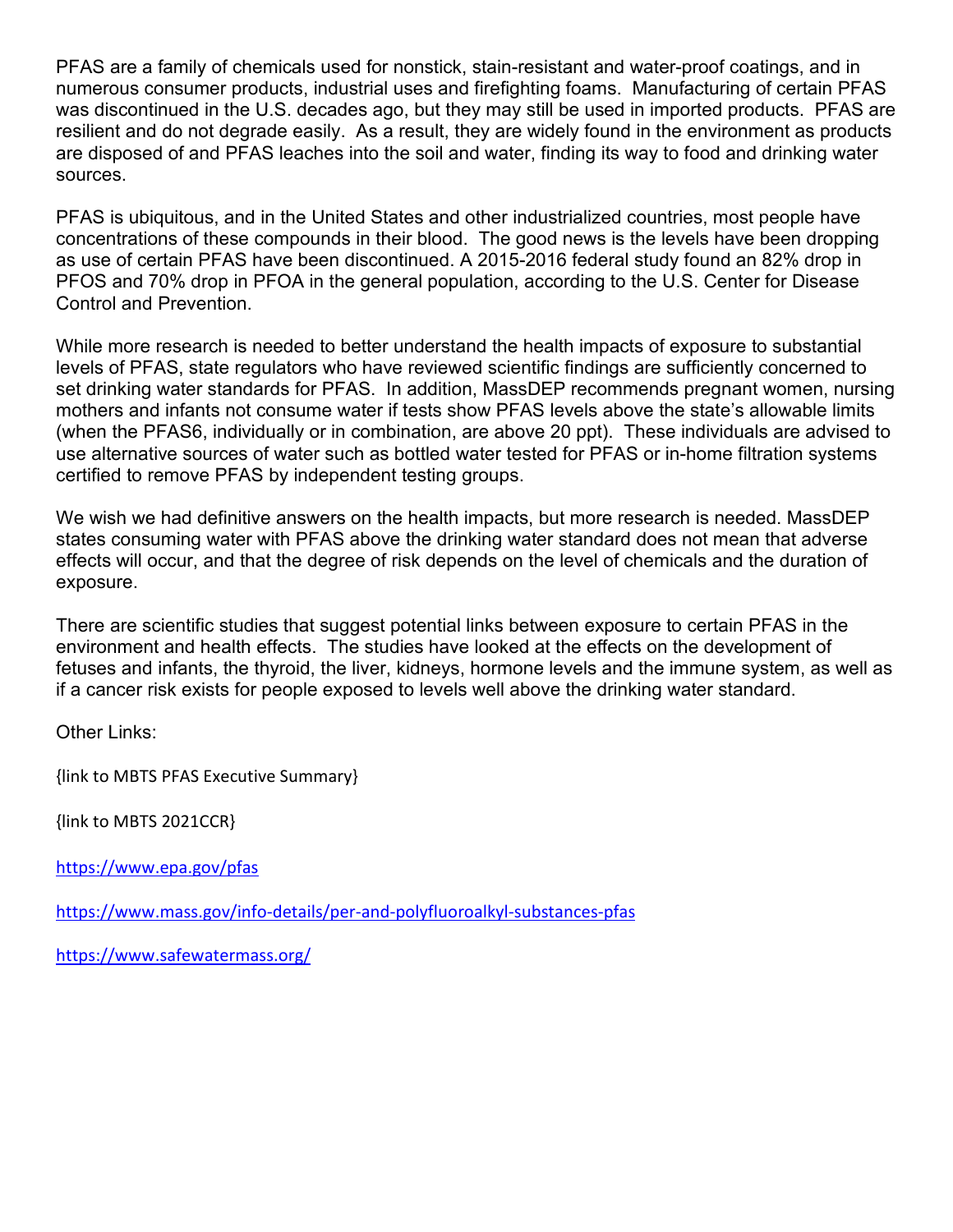PFAS are a family of chemicals used for nonstick, stain-resistant and water-proof coatings, and in numerous consumer products, industrial uses and firefighting foams. Manufacturing of certain PFAS was discontinued in the U.S. decades ago, but they may still be used in imported products. PFAS are resilient and do not degrade easily. As a result, they are widely found in the environment as products are disposed of and PFAS leaches into the soil and water, finding its way to food and drinking water sources.

PFAS is ubiquitous, and in the United States and other industrialized countries, most people have concentrations of these compounds in their blood. The good news is the levels have been dropping as use of certain PFAS have been discontinued. A 2015-2016 federal study found an 82% drop in PFOS and 70% drop in PFOA in the general population, according to the U.S. Center for Disease Control and Prevention.

While more research is needed to better understand the health impacts of exposure to substantial levels of PFAS, state regulators who have reviewed scientific findings are sufficiently concerned to set drinking water standards for PFAS. In addition, MassDEP recommends pregnant women, nursing mothers and infants not consume water if tests show PFAS levels above the state's allowable limits (when the PFAS6, individually or in combination, are above 20 ppt). These individuals are advised to use alternative sources of water such as bottled water tested for PFAS or in-home filtration systems certified to remove PFAS by independent testing groups.

We wish we had definitive answers on the health impacts, but more research is needed. MassDEP states consuming water with PFAS above the drinking water standard does not mean that adverse effects will occur, and that the degree of risk depends on the level of chemicals and the duration of exposure.

There are scientific studies that suggest potential links between exposure to certain PFAS in the environment and health effects. The studies have looked at the effects on the development of fetuses and infants, the thyroid, the liver, kidneys, hormone levels and the immune system, as well as if a cancer risk exists for people exposed to levels well above the drinking water standard.

Other Links:

{link to MBTS PFAS Executive Summary}

{link to MBTS 2021CCR}

https://www.epa.gov/pfas

https://www.mass.gov/info-details/per-and-polyfluoroalkyl-substances-pfas

https://www.safewatermass.org/